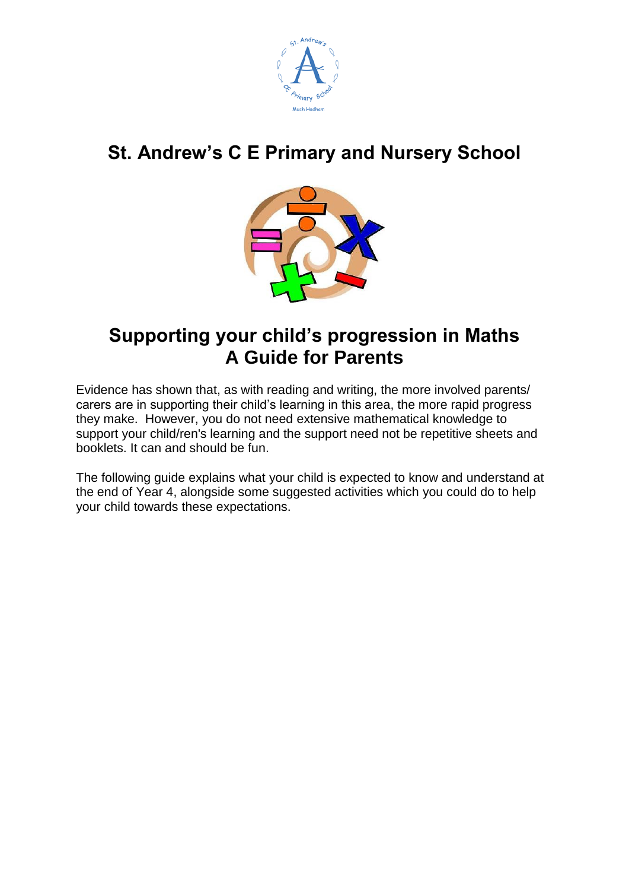# St. Andrew's C E Primary and Nursery School

## Supporting your child's progression in Maths
## A Guide for Parents

Evidence has shown that, as with reading and writing, the more involved parents/ carers are in supporting their child's learning in this area, the more rapid progress they make. However, you do not need extensive mathematical knowledge to support your child/ren's learning and the support need not be repetitive sheets and booklets. It can and should be fun.

The following guide explains what your child is expected to know and understand at the end of Year 4, alongside some suggested activities which you could do to help your child towards these expectations.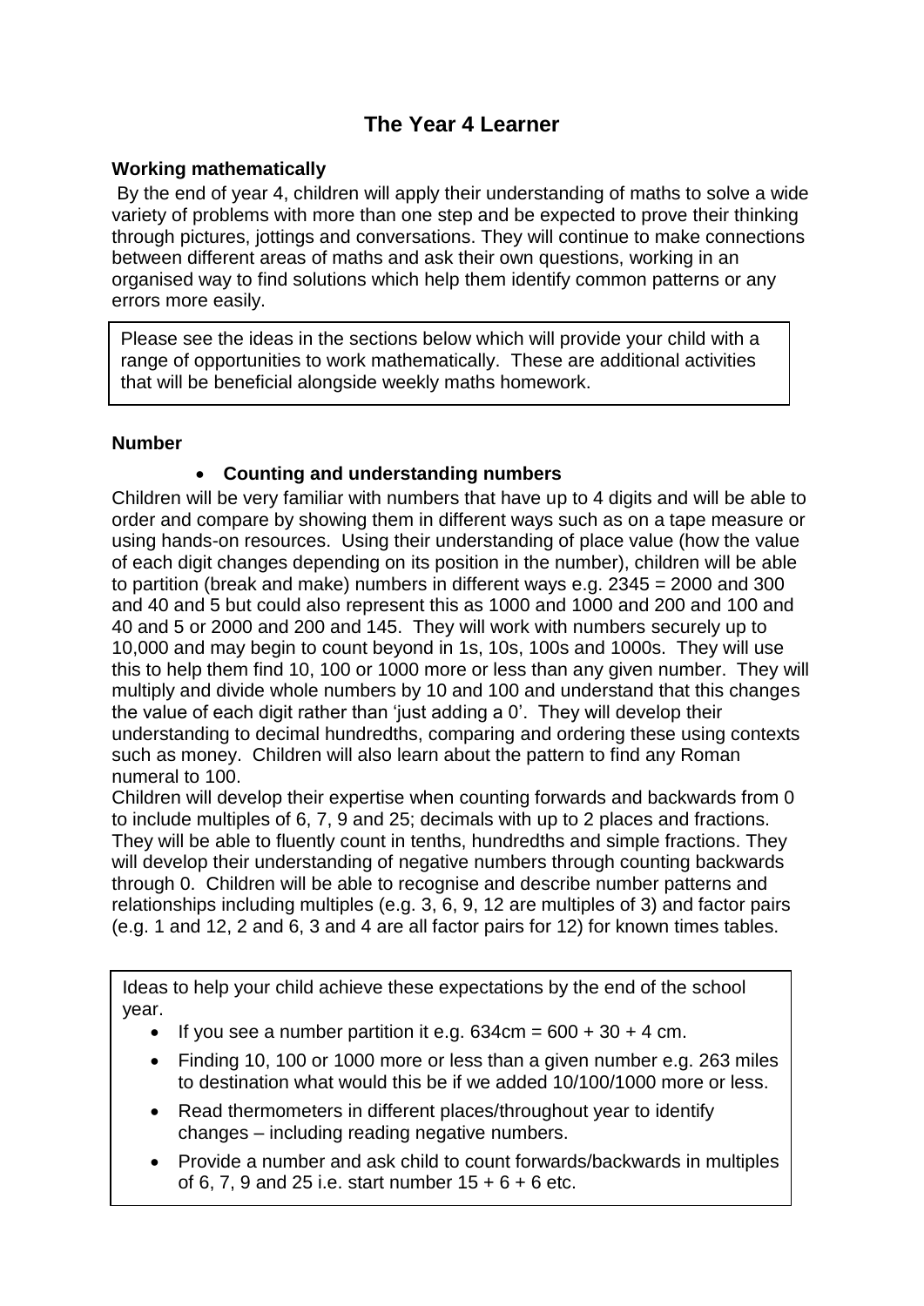# The Year 4 Learner

**Working mathematically**

By the end of year 4, children will apply their understanding of maths to solve a wide variety of problems with more than one step and be expected to prove their thinking through pictures, jottings and conversations. They will continue to make connections between different areas of maths and ask their own questions, working in an organised way to find solutions which help them identify common patterns or any errors more easily.

Please see the ideas in the sections below which will provide your child with a range of opportunities to work mathematically. These are additional activities that will be beneficial alongside weekly maths homework.

**Number**

- **Counting and understanding numbers**

Children will be very familiar with numbers that have up to 4 digits and will be able to order and compare by showing them in different ways such as on a tape measure or using hands-on resources. Using their understanding of place value (how the value of each digit changes depending on its position in the number), children will be able to partition (break and make) numbers in different ways e.g. 2345 = 2000 and 300 and 40 and 5 but could also represent this as 1000 and 1000 and 200 and 100 and 40 and 5 or 2000 and 200 and 145. They will work with numbers securely up to 10,000 and may begin to count beyond in 1s, 10s, 100s and 1000s. They will use this to help them find 10, 100 or 1000 more or less than any given number. They will multiply and divide whole numbers by 10 and 100 and understand that this changes the value of each digit rather than 'just adding a 0'. They will develop their understanding to decimal hundredths, comparing and ordering these using contexts such as money. Children will also learn about the pattern to find any Roman numeral to 100.

Children will develop their expertise when counting forwards and backwards from 0 to include multiples of 6, 7, 9 and 25; decimals with up to 2 places and fractions. They will be able to fluently count in tenths, hundredths and simple fractions. They will develop their understanding of negative numbers through counting backwards through 0. Children will be able to recognise and describe number patterns and relationships including multiples (e.g. 3, 6, 9, 12 are multiples of 3) and factor pairs (e.g. 1 and 12, 2 and 6, 3 and 4 are all factor pairs for 12) for known times tables.

Ideas to help your child achieve these expectations by the end of the school year.

- If you see a number partition it e.g. 634cm = 600 + 30 + 4 cm.
- Finding 10, 100 or 1000 more or less than a given number e.g. 263 miles to destination what would this be if we added 10/100/1000 more or less.
- Read thermometers in different places/throughout year to identify changes – including reading negative numbers.
- Provide a number and ask child to count forwards/backwards in multiples of 6, 7, 9 and 25 i.e. start number 15 + 6 + 6 etc.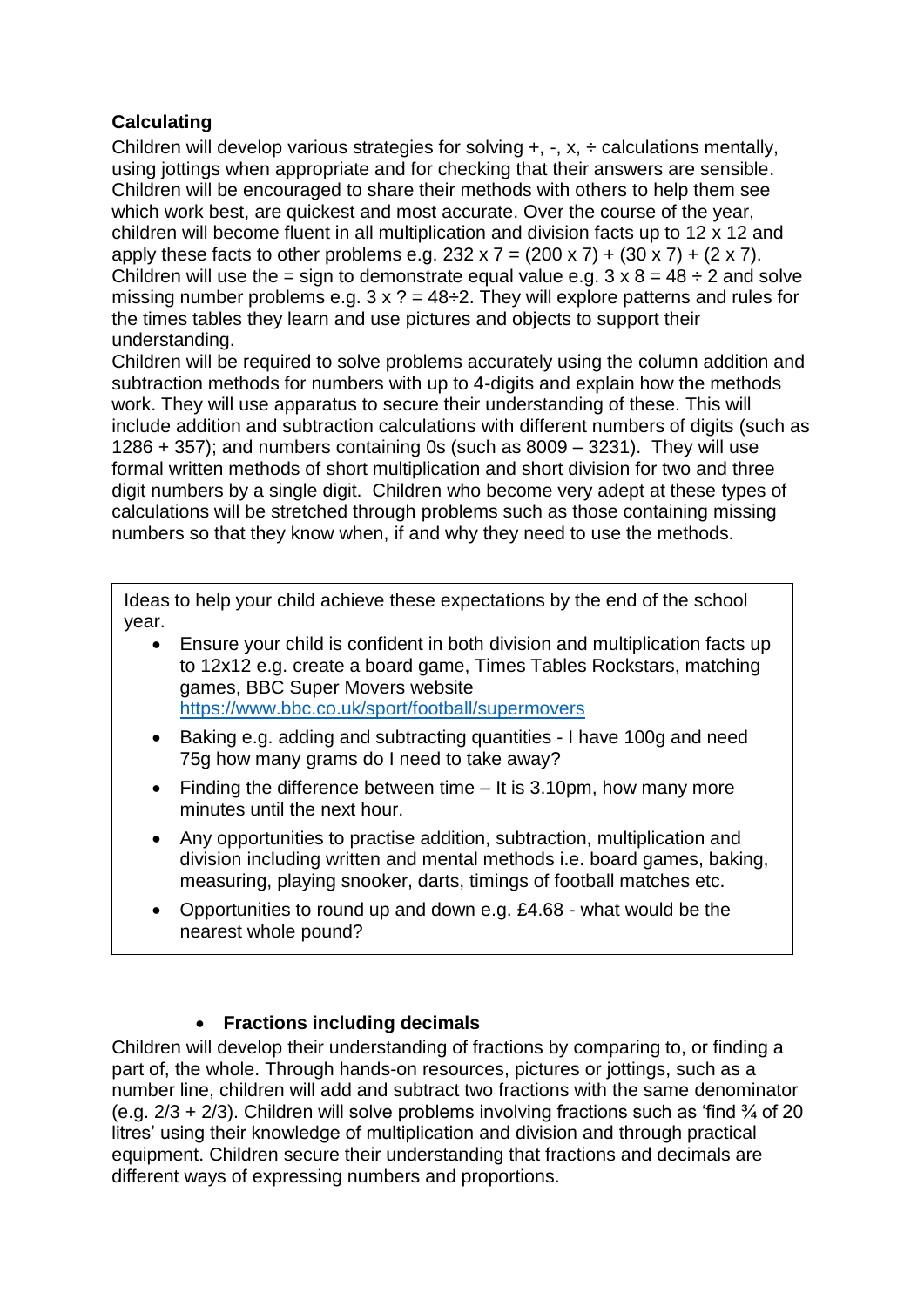**Calculating**

Children will develop various strategies for solving +, -, x, ÷ calculations mentally, using jottings when appropriate and for checking that their answers are sensible. Children will be encouraged to share their methods with others to help them see which work best, are quickest and most accurate. Over the course of the year, children will become fluent in all multiplication and division facts up to 12 x 12 and apply these facts to other problems e.g. 232 x 7 = (200 x 7) + (30 x 7) + (2 x 7). Children will use the = sign to demonstrate equal value e.g. 3 x 8 = 48 ÷ 2 and solve missing number problems e.g. 3 x ? = 48÷2. They will explore patterns and rules for the times tables they learn and use pictures and objects to support their understanding.

Children will be required to solve problems accurately using the column addition and subtraction methods for numbers with up to 4-digits and explain how the methods work. They will use apparatus to secure their understanding of these. This will include addition and subtraction calculations with different numbers of digits (such as 1286 + 357); and numbers containing 0s (such as 8009 – 3231). They will use formal written methods of short multiplication and short division for two and three digit numbers by a single digit. Children who become very adept at these types of calculations will be stretched through problems such as those containing missing numbers so that they know when, if and why they need to use the methods.

> Ideas to help your child achieve these expectations by the end of the school year.
>
> - Ensure your child is confident in both division and multiplication facts up to 12x12 e.g. create a board game, Times Tables Rockstars, matching games, BBC Super Movers website https://www.bbc.co.uk/sport/football/supermovers
> - Baking e.g. adding and subtracting quantities - I have 100g and need 75g how many grams do I need to take away?
> - Finding the difference between time – It is 3.10pm, how many more minutes until the next hour.
> - Any opportunities to practise addition, subtraction, multiplication and division including written and mental methods i.e. board games, baking, measuring, playing snooker, darts, timings of football matches etc.
> - Opportunities to round up and down e.g. £4.68 - what would be the nearest whole pound?

- **Fractions including decimals**

Children will develop their understanding of fractions by comparing to, or finding a part of, the whole. Through hands-on resources, pictures or jottings, such as a number line, children will add and subtract two fractions with the same denominator (e.g. 2/3 + 2/3). Children will solve problems involving fractions such as 'find ¾ of 20 litres' using their knowledge of multiplication and division and through practical equipment. Children secure their understanding that fractions and decimals are different ways of expressing numbers and proportions.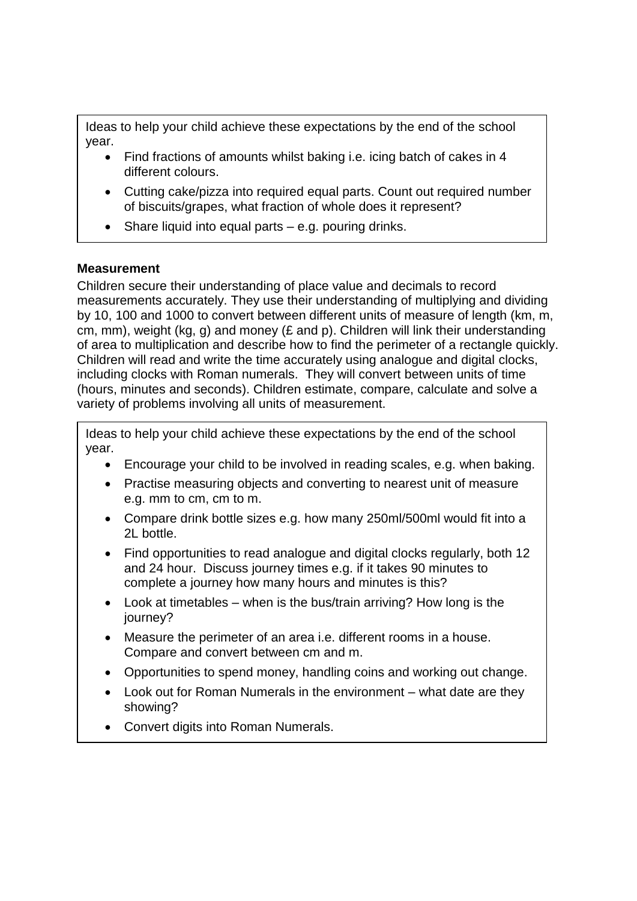Ideas to help your child achieve these expectations by the end of the school year.

- Find fractions of amounts whilst baking i.e. icing batch of cakes in 4 different colours.
- Cutting cake/pizza into required equal parts. Count out required number of biscuits/grapes, what fraction of whole does it represent?
- Share liquid into equal parts – e.g. pouring drinks.

**Measurement**

Children secure their understanding of place value and decimals to record measurements accurately. They use their understanding of multiplying and dividing by 10, 100 and 1000 to convert between different units of measure of length (km, m, cm, mm), weight (kg, g) and money (£ and p). Children will link their understanding of area to multiplication and describe how to find the perimeter of a rectangle quickly. Children will read and write the time accurately using analogue and digital clocks, including clocks with Roman numerals. They will convert between units of time (hours, minutes and seconds). Children estimate, compare, calculate and solve a variety of problems involving all units of measurement.

Ideas to help your child achieve these expectations by the end of the school year.

- Encourage your child to be involved in reading scales, e.g. when baking.
- Practise measuring objects and converting to nearest unit of measure e.g. mm to cm, cm to m.
- Compare drink bottle sizes e.g. how many 250ml/500ml would fit into a 2L bottle.
- Find opportunities to read analogue and digital clocks regularly, both 12 and 24 hour. Discuss journey times e.g. if it takes 90 minutes to complete a journey how many hours and minutes is this?
- Look at timetables – when is the bus/train arriving? How long is the journey?
- Measure the perimeter of an area i.e. different rooms in a house. Compare and convert between cm and m.
- Opportunities to spend money, handling coins and working out change.
- Look out for Roman Numerals in the environment – what date are they showing?
- Convert digits into Roman Numerals.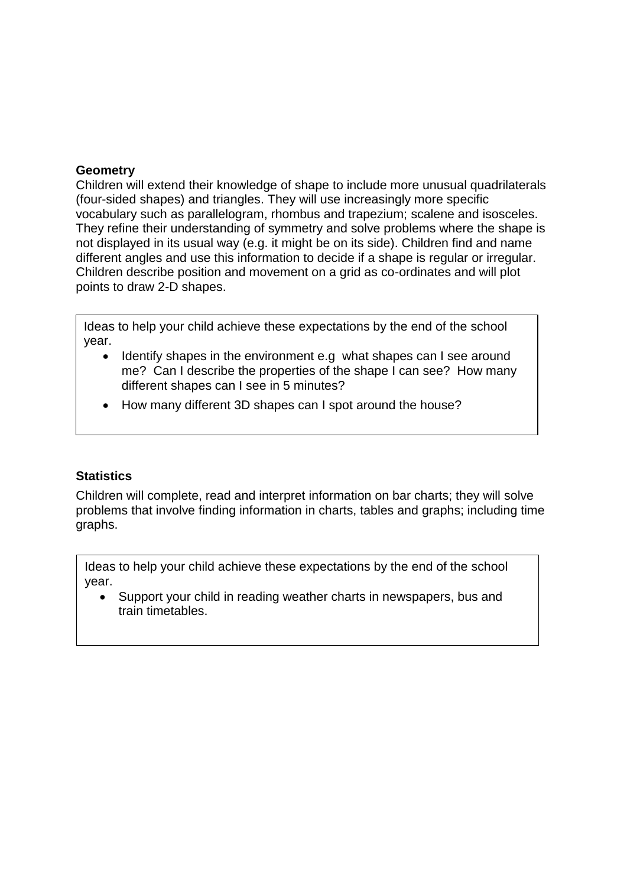**Geometry**

Children will extend their knowledge of shape to include more unusual quadrilaterals (four-sided shapes) and triangles. They will use increasingly more specific vocabulary such as parallelogram, rhombus and trapezium; scalene and isosceles. They refine their understanding of symmetry and solve problems where the shape is not displayed in its usual way (e.g. it might be on its side). Children find and name different angles and use this information to decide if a shape is regular or irregular. Children describe position and movement on a grid as co-ordinates and will plot points to draw 2-D shapes.

Ideas to help your child achieve these expectations by the end of the school year.

- Identify shapes in the environment e.g what shapes can I see around me? Can I describe the properties of the shape I can see? How many different shapes can I see in 5 minutes?
- How many different 3D shapes can I spot around the house?

**Statistics**

Children will complete, read and interpret information on bar charts; they will solve problems that involve finding information in charts, tables and graphs; including time graphs.

Ideas to help your child achieve these expectations by the end of the school year.

- Support your child in reading weather charts in newspapers, bus and train timetables.